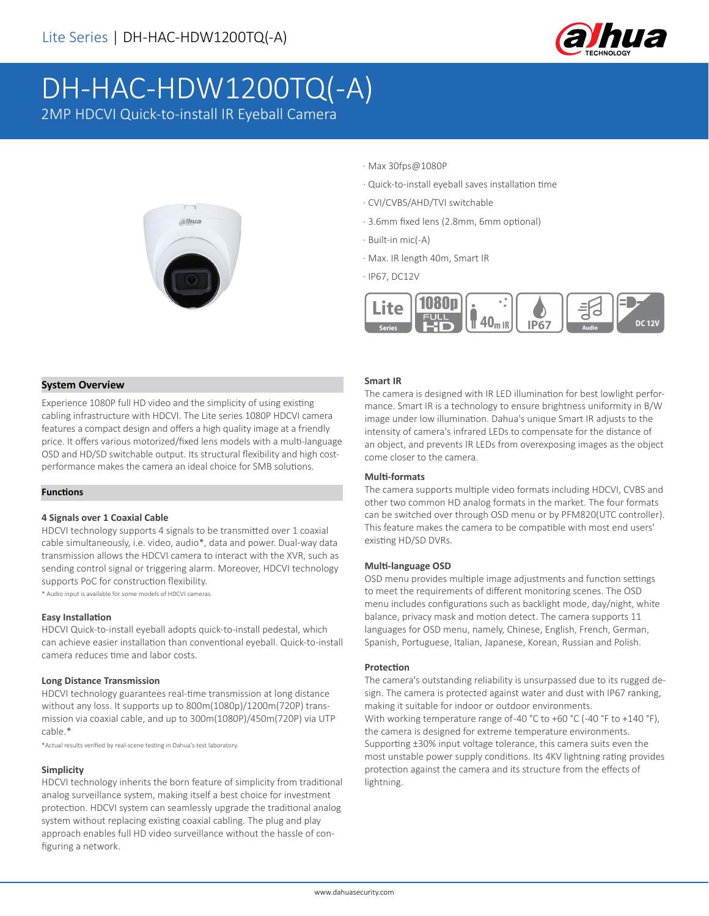# DH-HAC-HDW1200TQ(-A)

## 2MP HDCVI Quick-to-install IR Eyeball Camera

- Max 30fps@1080P
- Quick-to-install eyeball saves installation time
- CVI/CVBS/AHD/TVI switchable
- 3.6mm fixed lens (2.8mm, 6mm optional)
- Built-in mic(-A)
- Max. IR length 40m, Smart IR
- IP67, DC12V

## System Overview

Experience 1080P full HD video and the simplicity of using existing cabling infrastructure with HDCVI. The Lite series 1080P HDCVI camera features a compact design and offers a high quality image at a friendly price. It offers various motorized/fixed lens models with a multi-language OSD and HD/SD switchable output. Its structural flexibility and high cost-performance makes the camera an ideal choice for SMB solutions.

## Functions

### 4 Signals over 1 Coaxial Cable

HDCVI technology supports 4 signals to be transmitted over 1 coaxial cable simultaneously, i.e. video, audio*, data and power. Dual-way data transmission allows the HDCVI camera to interact with the XVR, such as sending control signal or triggering alarm. Moreover, HDCVI technology supports PoC for construction flexibility.

\* Audio input is available for some models of HDCVI cameras.

### Easy Installation

HDCVI Quick-to-install eyeball adopts quick-to-install pedestal, which can achieve easier installation than conventional eyeball. Quick-to-install camera reduces time and labor costs.

### Long Distance Transmission

HDCVI technology guarantees real-time transmission at long distance without any loss. It supports up to 800m(1080p)/1200m(720P) transmission via coaxial cable, and up to 300m(1080P)/450m(720P) via UTP cable.*

*Actual results verified by real-scene testing in Dahua's test laboratory.

### Simplicity

HDCVI technology inherits the born feature of simplicity from traditional analog surveillance system, making itself a best choice for investment protection. HDCVI system can seamlessly upgrade the traditional analog system without replacing existing coaxial cabling. The plug and play approach enables full HD video surveillance without the hassle of configuring a network.

### Smart IR

The camera is designed with IR LED illumination for best lowlight performance. Smart IR is a technology to ensure brightness uniformity in B/W image under low illumination. Dahua's unique Smart IR adjusts to the intensity of camera's infrared LEDs to compensate for the distance of an object, and prevents IR LEDs from overexposing images as the object come closer to the camera.

### Multi-formats

The camera supports multiple video formats including HDCVI, CVBS and other two common HD analog formats in the market. The four formats can be switched over through OSD menu or by PFM820(UTC controller). This feature makes the camera to be compatible with most end users' existing HD/SD DVRs.

### Multi-language OSD

OSD menu provides multiple image adjustments and function settings to meet the requirements of different monitoring scenes. The OSD menu includes configurations such as backlight mode, day/night, white balance, privacy mask and motion detect. The camera supports 11 languages for OSD menu, namely, Chinese, English, French, German, Spanish, Portuguese, Italian, Japanese, Korean, Russian and Polish.

### Protection

The camera's outstanding reliability is unsurpassed due to its rugged design. The camera is protected against water and dust with IP67 ranking, making it suitable for indoor or outdoor environments.

With working temperature range of -40 °C to +60 °C (-40 °F to +140 °F), the camera is designed for extreme temperature environments. Supporting ±30% input voltage tolerance, this camera suits even the most unstable power supply conditions. Its 4KV lightning rating provides protection against the camera and its structure from the effects of lightning.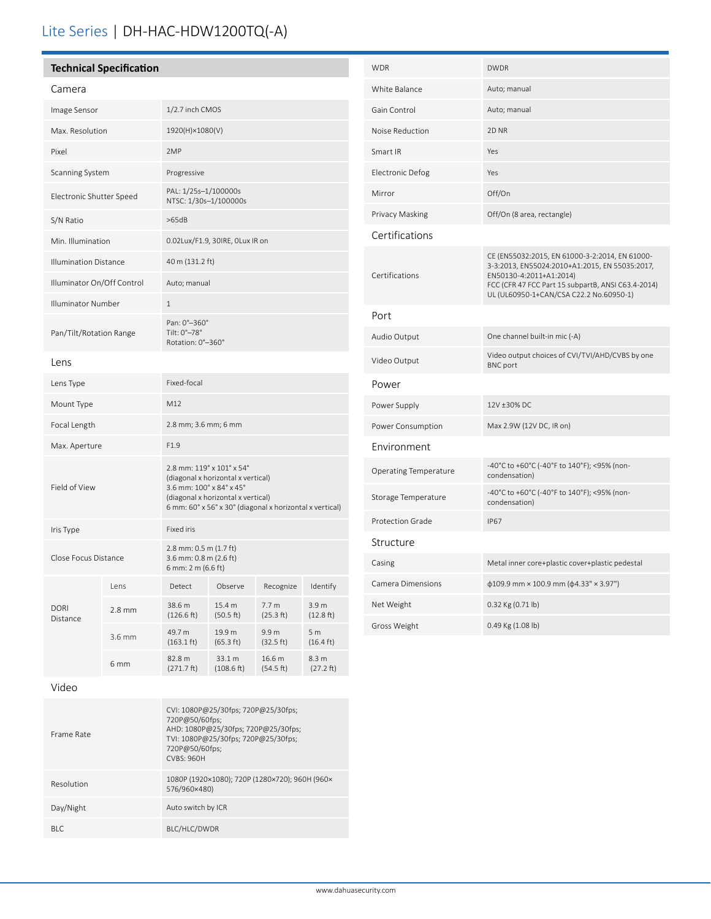# Lite Series | DH-HAC-HDW1200TQ(-A)

## Technical Specification

### Camera

| | |
|---|---|
| Image Sensor | 1/2.7 inch CMOS |
| Max. Resolution | 1920(H)×1080(V) |
| Pixel | 2MP |
| Scanning System | Progressive |
| Electronic Shutter Speed | PAL: 1/25s–1/100000s<br>NTSC: 1/30s–1/100000s |
| S/N Ratio | >65dB |
| Min. Illumination | 0.02Lux/F1.9, 30IRE, 0Lux IR on |
| Illumination Distance | 40 m (131.2 ft) |
| Illuminator On/Off Control | Auto; manual |
| Illuminator Number | 1 |
| Pan/Tilt/Rotation Range | Pan: 0°–360°<br>Tilt: 0°–78°<br>Rotation: 0°–360° |

### Lens

| | |
|---|---|
| Lens Type | Fixed-focal |
| Mount Type | M12 |
| Focal Length | 2.8 mm; 3.6 mm; 6 mm |
| Max. Aperture | F1.9 |
| Field of View | 2.8 mm: 119° x 101° x 54°<br>(diagonal x horizontal x vertical)<br>3.6 mm: 100° x 84° x 45°<br>(diagonal x horizontal x vertical)<br>6 mm: 60° x 56° x 30° (diagonal x horizontal x vertical) |
| Iris Type | Fixed iris |
| Close Focus Distance | 2.8 mm: 0.5 m (1.7 ft)<br>3.6 mm: 0.8 m (2.6 ft)<br>6 mm: 2 m (6.6 ft) |

| DORI Distance | Lens | Detect | Observe | Recognize | Identify |
|---|---|---|---|---|---|
| | 2.8 mm | 38.6 m (126.6 ft) | 15.4 m (50.5 ft) | 7.7 m (25.3 ft) | 3.9 m (12.8 ft) |
| | 3.6 mm | 49.7 m (163.1 ft) | 19.9 m (65.3 ft) | 9.9 m (32.5 ft) | 5 m (16.4 ft) |
| | 6 mm | 82.8 m (271.7 ft) | 33.1 m (108.6 ft) | 16.6 m (54.5 ft) | 8.3 m (27.2 ft) |

### Video

| | |
|---|---|
| Frame Rate | CVI: 1080P@25/30fps; 720P@25/30fps;<br>720P@50/60fps;<br>AHD: 1080P@25/30fps; 720P@25/30fps;<br>TVI: 1080P@25/30fps; 720P@25/30fps;<br>720P@50/60fps;<br>CVBS: 960H |
| Resolution | 1080P (1920×1080); 720P (1280×720); 960H (960×576/960×480) |
| Day/Night | Auto switch by ICR |
| BLC | BLC/HLC/DWDR |
| WDR | DWDR |
| White Balance | Auto; manual |
| Gain Control | Auto; manual |
| Noise Reduction | 2D NR |
| Smart IR | Yes |
| Electronic Defog | Yes |
| Mirror | Off/On |
| Privacy Masking | Off/On (8 area, rectangle) |

### Certifications

| | |
|---|---|
| Certifications | CE (EN55032:2015, EN 61000-3-2:2014, EN 61000-3-3:2013, EN55024:2010+A1:2015, EN 55035:2017, EN50130-4:2011+A1:2014)<br>FCC (CFR 47 FCC Part 15 subpartB, ANSI C63.4-2014)<br>UL (UL60950-1+CAN/CSA C22.2 No.60950-1) |

### Port

| | |
|---|---|
| Audio Output | One channel built-in mic (-A) |
| Video Output | Video output choices of CVI/TVI/AHD/CVBS by one BNC port |

### Power

| | |
|---|---|
| Power Supply | 12V ±30% DC |
| Power Consumption | Max 2.9W (12V DC, IR on) |

### Environment

| | |
|---|---|
| Operating Temperature | -40°C to +60°C (-40°F to 140°F); <95% (non-condensation) |
| Storage Temperature | -40°C to +60°C (-40°F to 140°F); <95% (non-condensation) |
| Protection Grade | IP67 |

### Structure

| | |
|---|---|
| Casing | Metal inner core+plastic cover+plastic pedestal |
| Camera Dimensions | ϕ109.9 mm × 100.9 mm (ϕ4.33" × 3.97") |
| Net Weight | 0.32 Kg (0.71 lb) |
| Gross Weight | 0.49 Kg (1.08 lb) |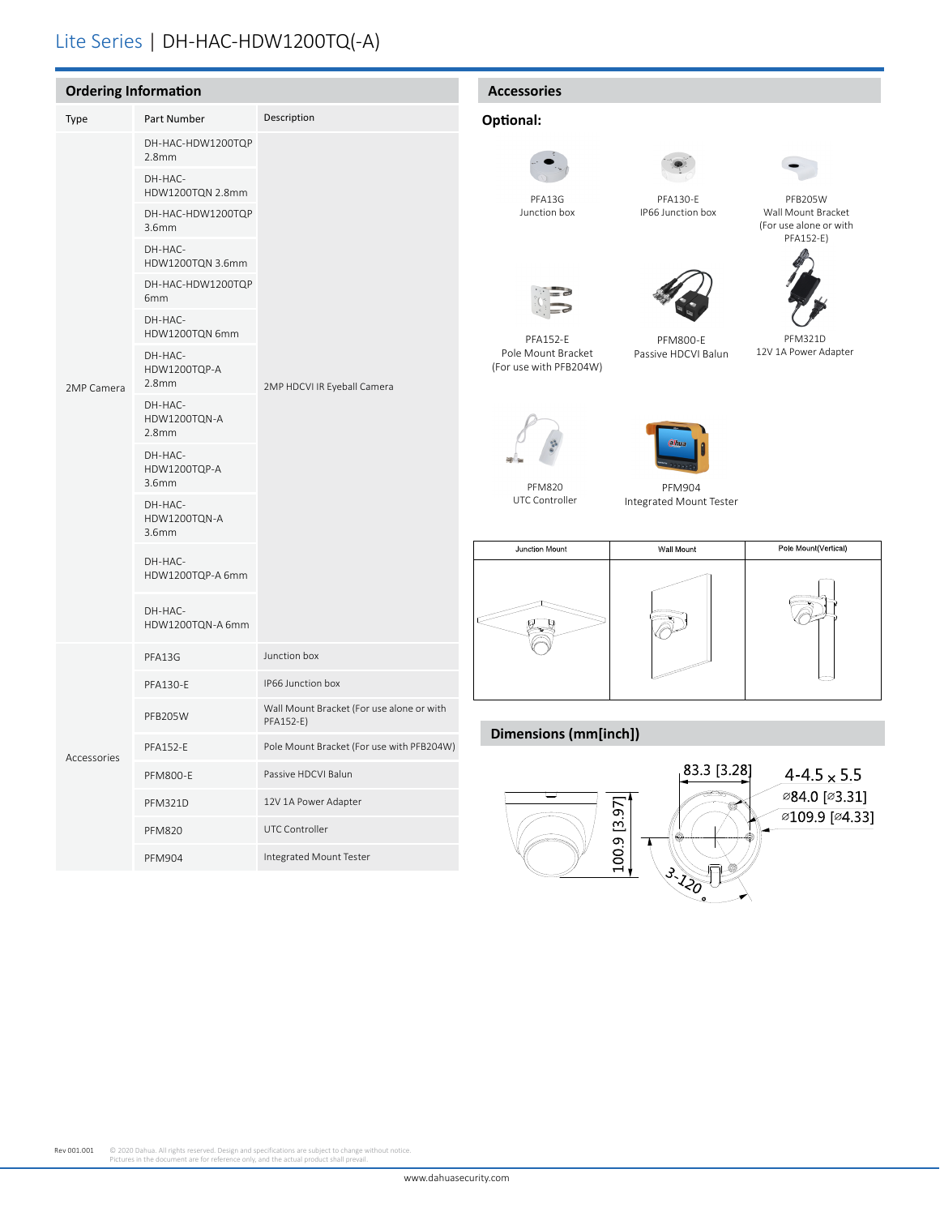# Lite Series | DH-HAC-HDW1200TQ(-A)

## Ordering Information

| Type | Part Number | Description |
|---|---|---|
| 2MP Camera | DH-HAC-HDW1200TQP 2.8mm | 2MP HDCVI IR Eyeball Camera |
| | DH-HAC-HDW1200TQN 2.8mm | |
| | DH-HAC-HDW1200TQP 3.6mm | |
| | DH-HAC-HDW1200TQN 3.6mm | |
| | DH-HAC-HDW1200TQP 6mm | |
| | DH-HAC-HDW1200TQN 6mm | |
| | DH-HAC-HDW1200TQP-A 2.8mm | |
| | DH-HAC-HDW1200TQN-A 2.8mm | |
| | DH-HAC-HDW1200TQP-A 3.6mm | |
| | DH-HAC-HDW1200TQN-A 3.6mm | |
| | DH-HAC-HDW1200TQP-A 6mm | |
| | DH-HAC-HDW1200TQN-A 6mm | |
| Accessories | PFA13G | Junction box |
| | PFA130-E | IP66 Junction box |
| | PFB205W | Wall Mount Bracket (For use alone or with PFA152-E) |
| | PFA152-E | Pole Mount Bracket (For use with PFB204W) |
| | PFM800-E | Passive HDCVI Balun |
| | PFM321D | 12V 1A Power Adapter |
| | PFM820 | UTC Controller |
| | PFM904 | Integrated Mount Tester |

## Accessories

**Optional:**

PFA13G
Junction box

PFA130-E
IP66 Junction box

PFB205W
Wall Mount Bracket
(For use alone or with PFA152-E)

PFA152-E
Pole Mount Bracket
(For use with PFB204W)

PFM800-E
Passive HDCVI Balun

PFM321D
12V 1A Power Adapter

PFM820
UTC Controller

PFM904
Integrated Mount Tester

Junction Mount

Wall Mount

Pole Mount(Vertical)

## Dimensions (mm[inch])

83.3 [3.28]

100.9 [3.97]

4-4.5 × 5.5

⌀84.0 [⌀3.31]

⌀109.9 [⌀4.33]

3-120°

Rev 001.001 © 2020 Dahua. All rights reserved. Design and specifications are subject to change without notice.
Pictures in the document are for reference only, and the actual product shall prevail.

www.dahuasecurity.com